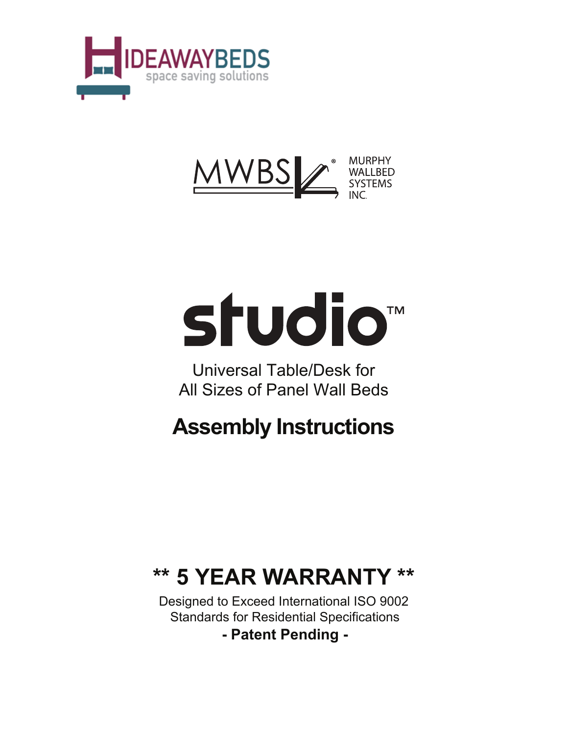HIDEAWAYBEDS
space saving solutions

MWBS® MURPHY WALLBED SYSTEMS INC.

# studio™

Universal Table/Desk for
All Sizes of Panel Wall Beds

## Assembly Instructions

## ** 5 YEAR WARRANTY **

Designed to Exceed International ISO 9002
Standards for Residential Specifications

**- Patent Pending -**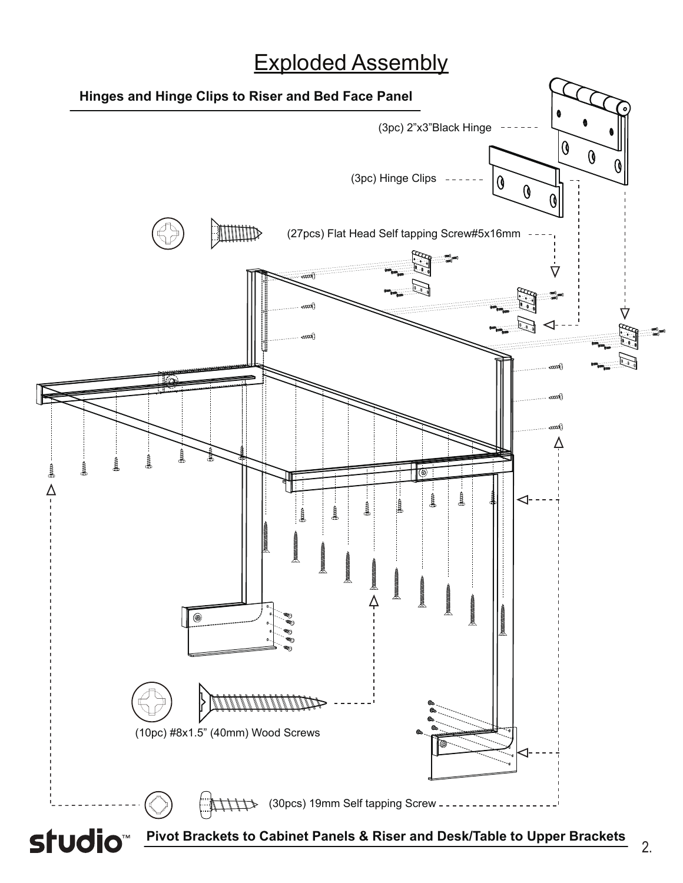# Exploded Assembly

## Hinges and Hinge Clips to Riser and Bed Face Panel

(3pc) 2”x3”Black Hinge

(3pc) Hinge Clips

(27pcs) Flat Head Self tapping Screw#5x16mm

(10pc) #8x1.5” (40mm) Wood Screws

(30pcs) 19mm Self tapping Screw

## Pivot Brackets to Cabinet Panels & Riser and Desk/Table to Upper Brackets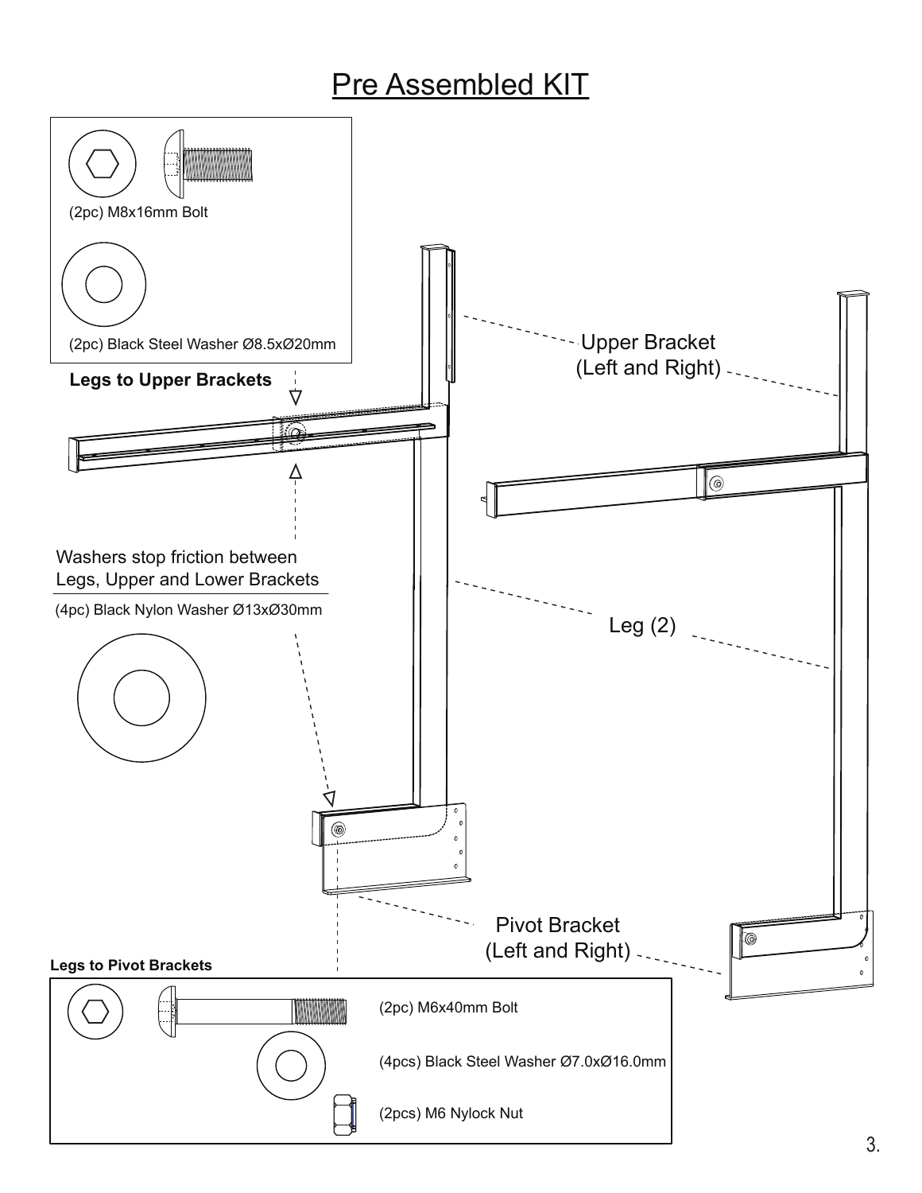# Pre Assembled KIT

(2pc) M8x16mm Bolt

(2pc) Black Steel Washer Ø8.5xØ20mm

**Legs to Upper Brackets**

Upper Bracket (Left and Right)

Washers stop friction between Legs, Upper and Lower Brackets

(4pc) Black Nylon Washer Ø13xØ30mm

Leg (2)

Pivot Bracket (Left and Right)

**Legs to Pivot Brackets**

(2pc) M6x40mm Bolt

(4pcs) Black Steel Washer Ø7.0xØ16.0mm

(2pcs) M6 Nylock Nut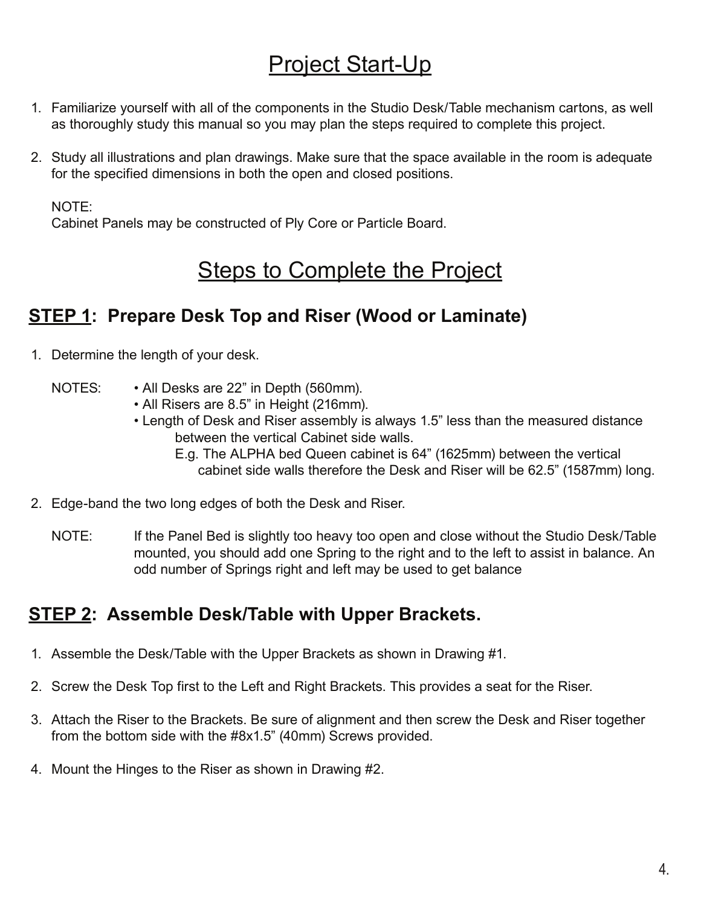# Project Start-Up

1. Familiarize yourself with all of the components in the Studio Desk/Table mechanism cartons, as well as thoroughly study this manual so you may plan the steps required to complete this project.

2. Study all illustrations and plan drawings. Make sure that the space available in the room is adequate for the specified dimensions in both the open and closed positions.

   NOTE:
   Cabinet Panels may be constructed of Ply Core or Particle Board.

# Steps to Complete the Project

## STEP 1: Prepare Desk Top and Riser (Wood or Laminate)

1. Determine the length of your desk.

   NOTES:
   - All Desks are 22” in Depth (560mm).
   - All Risers are 8.5” in Height (216mm).
   - Length of Desk and Riser assembly is always 1.5” less than the measured distance between the vertical Cabinet side walls.
     E.g. The ALPHA bed Queen cabinet is 64” (1625mm) between the vertical cabinet side walls therefore the Desk and Riser will be 62.5” (1587mm) long.

2. Edge-band the two long edges of both the Desk and Riser.

   NOTE: If the Panel Bed is slightly too heavy too open and close without the Studio Desk/Table mounted, you should add one Spring to the right and to the left to assist in balance. An odd number of Springs right and left may be used to get balance

## STEP 2: Assemble Desk/Table with Upper Brackets.

1. Assemble the Desk/Table with the Upper Brackets as shown in Drawing #1.

2. Screw the Desk Top first to the Left and Right Brackets. This provides a seat for the Riser.

3. Attach the Riser to the Brackets. Be sure of alignment and then screw the Desk and Riser together from the bottom side with the #8x1.5” (40mm) Screws provided.

4. Mount the Hinges to the Riser as shown in Drawing #2.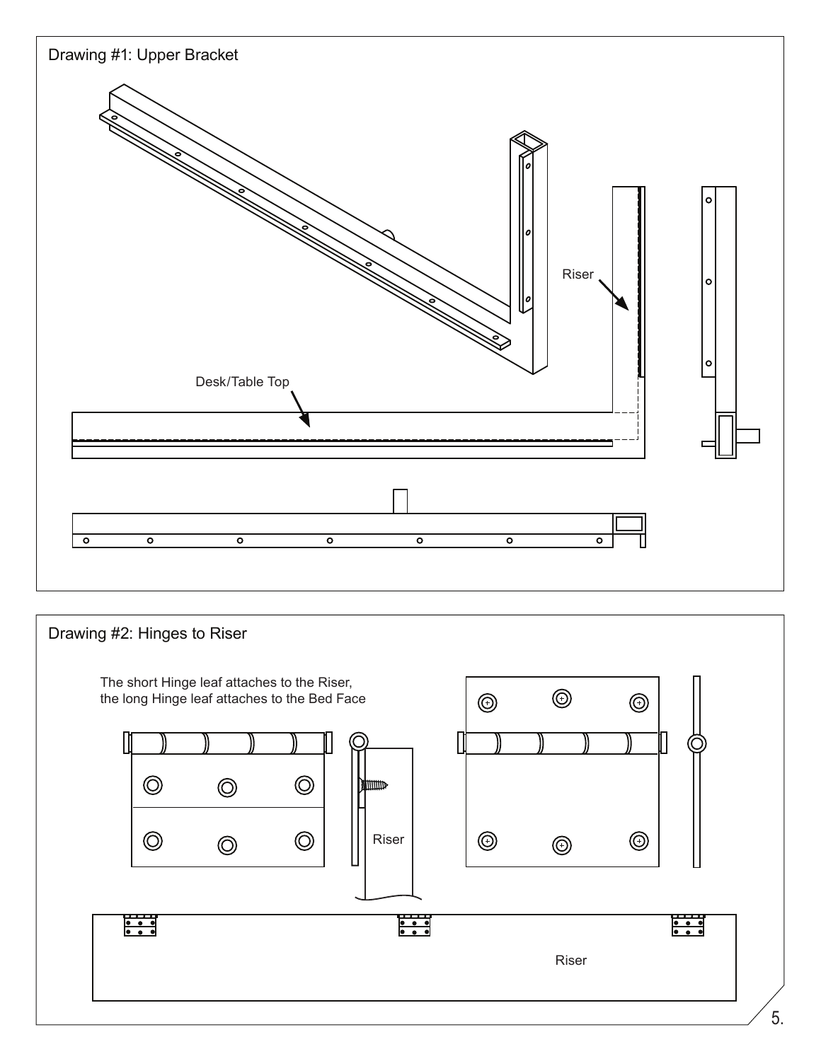## Drawing #1: Upper Bracket

Riser

Desk/Table Top

## Drawing #2: Hinges to Riser

The short Hinge leaf attaches to the Riser, the long Hinge leaf attaches to the Bed Face

Riser

Riser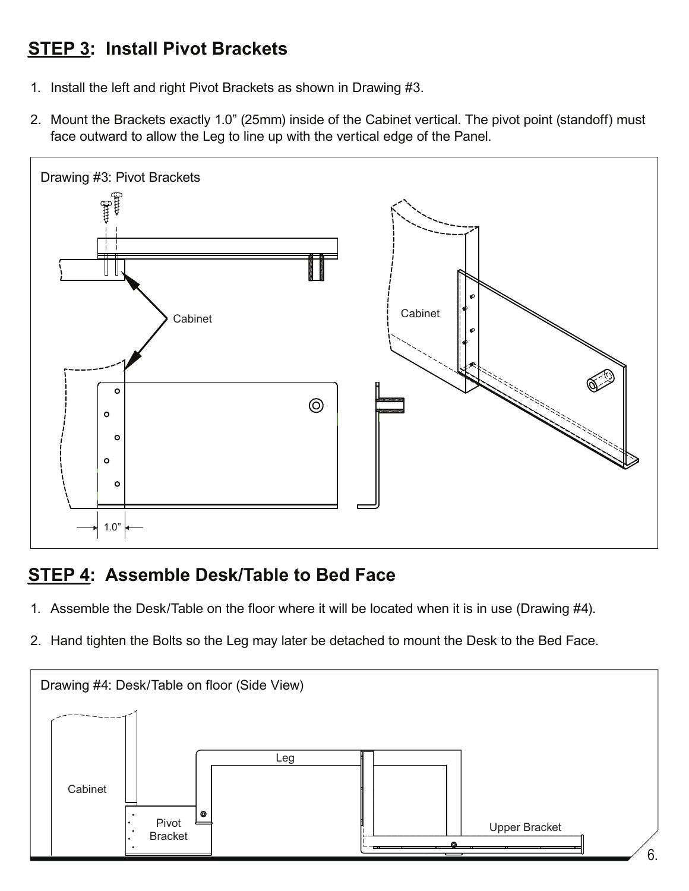## **STEP 3**: Install Pivot Brackets

1. Install the left and right Pivot Brackets as shown in Drawing #3.
2. Mount the Brackets exactly 1.0" (25mm) inside of the Cabinet vertical. The pivot point (standoff) must face outward to allow the Leg to line up with the vertical edge of the Panel.

Drawing #3: Pivot Brackets

Cabinet

Cabinet

1.0"

## **STEP 4**: Assemble Desk/Table to Bed Face

1. Assemble the Desk/Table on the floor where it will be located when it is in use (Drawing #4).
2. Hand tighten the Bolts so the Leg may later be detached to mount the Desk to the Bed Face.

Drawing #4: Desk/Table on floor (Side View)

Cabinet

Leg

Pivot Bracket

Upper Bracket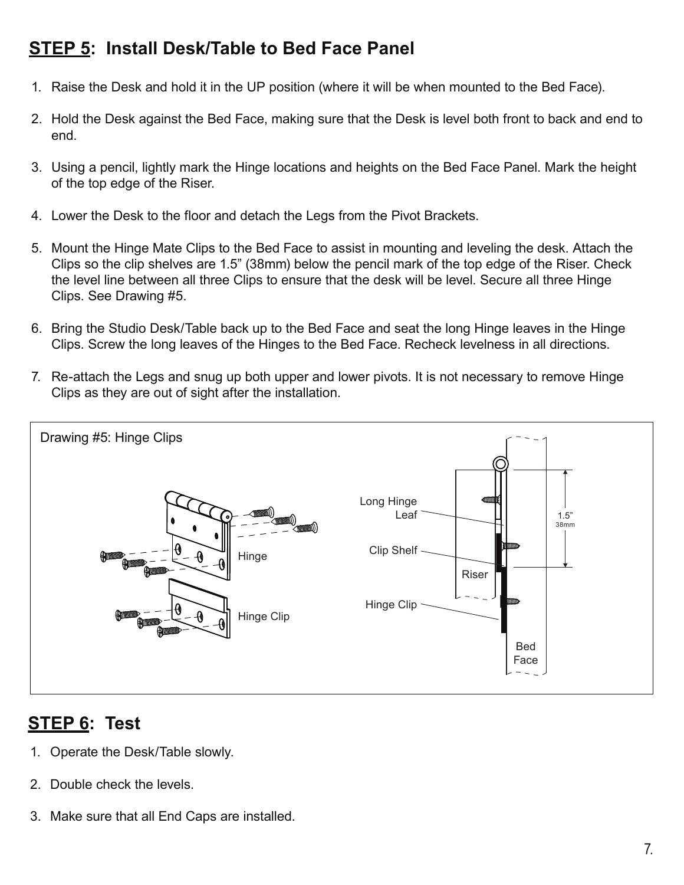## STEP 5: Install Desk/Table to Bed Face Panel

1. Raise the Desk and hold it in the UP position (where it will be when mounted to the Bed Face).
2. Hold the Desk against the Bed Face, making sure that the Desk is level both front to back and end to end.
3. Using a pencil, lightly mark the Hinge locations and heights on the Bed Face Panel. Mark the height of the top edge of the Riser.
4. Lower the Desk to the floor and detach the Legs from the Pivot Brackets.
5. Mount the Hinge Mate Clips to the Bed Face to assist in mounting and leveling the desk. Attach the Clips so the clip shelves are 1.5” (38mm) below the pencil mark of the top edge of the Riser. Check the level line between all three Clips to ensure that the desk will be level. Secure all three Hinge Clips. See Drawing #5.
6. Bring the Studio Desk/Table back up to the Bed Face and seat the long Hinge leaves in the Hinge Clips. Screw the long leaves of the Hinges to the Bed Face. Recheck levelness in all directions.
7. Re-attach the Legs and snug up both upper and lower pivots. It is not necessary to remove Hinge Clips as they are out of sight after the installation.

Drawing #5: Hinge Clips

Hinge

Hinge Clip

Long Hinge Leaf

Clip Shelf

Hinge Clip

Riser

Bed Face

1.5”
38mm

## STEP 6: Test

1. Operate the Desk/Table slowly.
2. Double check the levels.
3. Make sure that all End Caps are installed.